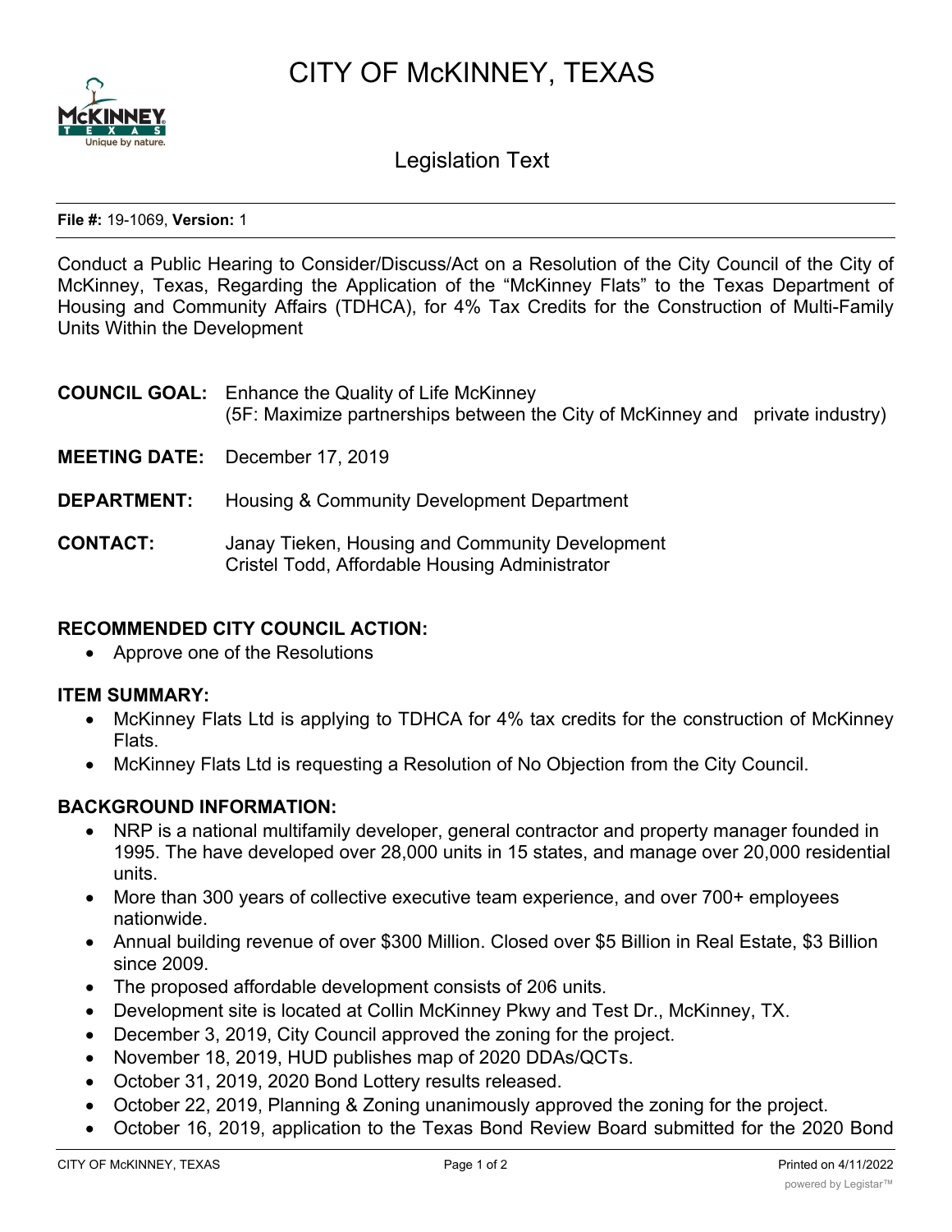# CITY OF McKINNEY, TEXAS

## Legislation Text

**File #:** 19-1069, **Version:** 1

Conduct a Public Hearing to Consider/Discuss/Act on a Resolution of the City Council of the City of McKinney, Texas, Regarding the Application of the "McKinney Flats" to the Texas Department of Housing and Community Affairs (TDHCA), for 4% Tax Credits for the Construction of Multi-Family Units Within the Development

**COUNCIL GOAL:** Enhance the Quality of Life McKinney
(5F: Maximize partnerships between the City of McKinney and private industry)

**MEETING DATE:** December 17, 2019

**DEPARTMENT:** Housing & Community Development Department

**CONTACT:** Janay Tieken, Housing and Community Development
Cristel Todd, Affordable Housing Administrator

**RECOMMENDED CITY COUNCIL ACTION:**

- Approve one of the Resolutions

**ITEM SUMMARY:**

- McKinney Flats Ltd is applying to TDHCA for 4% tax credits for the construction of McKinney Flats.
- McKinney Flats Ltd is requesting a Resolution of No Objection from the City Council.

**BACKGROUND INFORMATION:**

- NRP is a national multifamily developer, general contractor and property manager founded in 1995. The have developed over 28,000 units in 15 states, and manage over 20,000 residential units.
- More than 300 years of collective executive team experience, and over 700+ employees nationwide.
- Annual building revenue of over $300 Million. Closed over $5 Billion in Real Estate, $3 Billion since 2009.
- The proposed affordable development consists of 206 units.
- Development site is located at Collin McKinney Pkwy and Test Dr., McKinney, TX.
- December 3, 2019, City Council approved the zoning for the project.
- November 18, 2019, HUD publishes map of 2020 DDAs/QCTs.
- October 31, 2019, 2020 Bond Lottery results released.
- October 22, 2019, Planning & Zoning unanimously approved the zoning for the project.
- October 16, 2019, application to the Texas Bond Review Board submitted for the 2020 Bond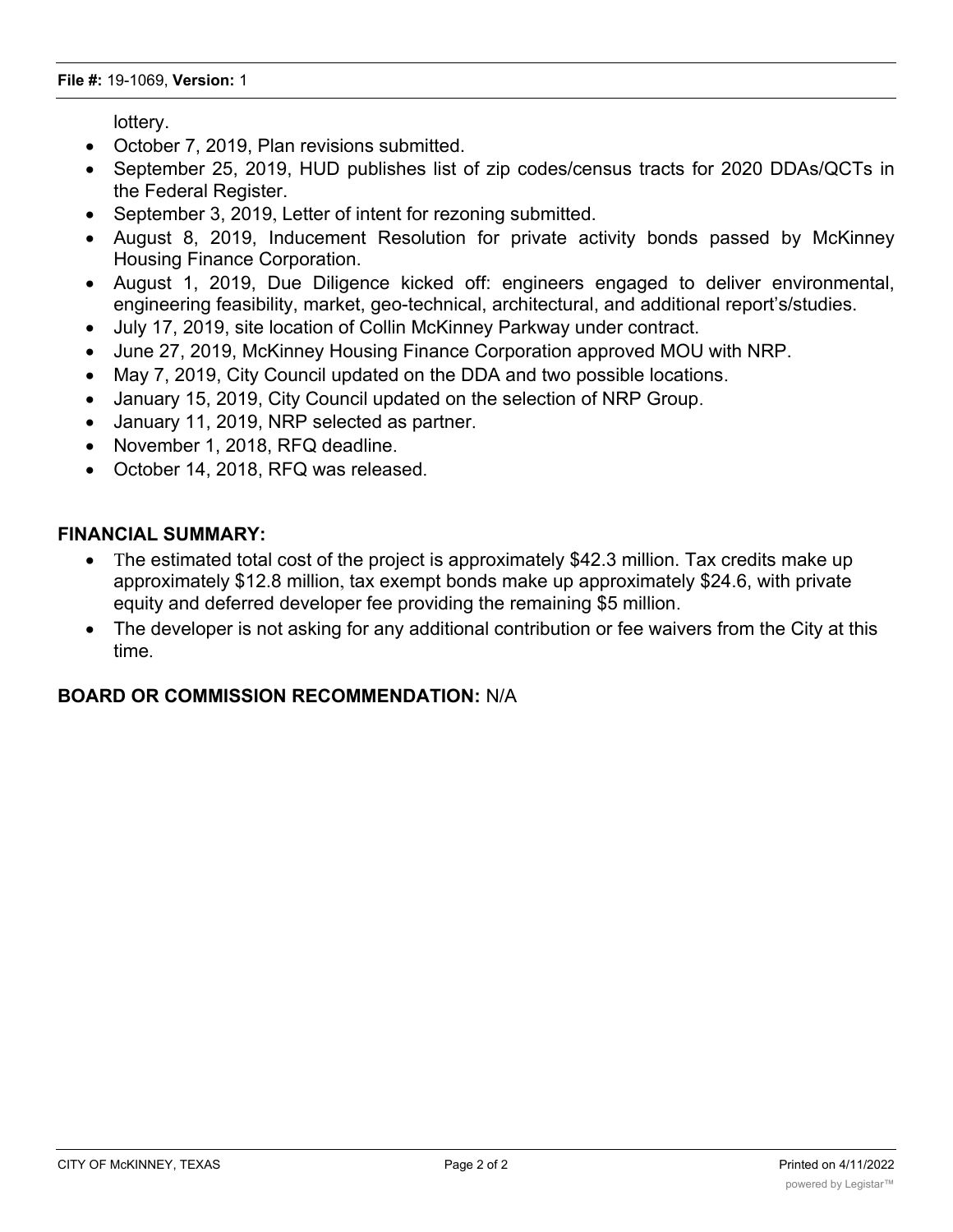lottery.

- October 7, 2019, Plan revisions submitted.
- September 25, 2019, HUD publishes list of zip codes/census tracts for 2020 DDAs/QCTs in the Federal Register.
- September 3, 2019, Letter of intent for rezoning submitted.
- August 8, 2019, Inducement Resolution for private activity bonds passed by McKinney Housing Finance Corporation.
- August 1, 2019, Due Diligence kicked off: engineers engaged to deliver environmental, engineering feasibility, market, geo-technical, architectural, and additional report's/studies.
- July 17, 2019, site location of Collin McKinney Parkway under contract.
- June 27, 2019, McKinney Housing Finance Corporation approved MOU with NRP.
- May 7, 2019, City Council updated on the DDA and two possible locations.
- January 15, 2019, City Council updated on the selection of NRP Group.
- January 11, 2019, NRP selected as partner.
- November 1, 2018, RFQ deadline.
- October 14, 2018, RFQ was released.

**FINANCIAL SUMMARY:**

- The estimated total cost of the project is approximately $42.3 million. Tax credits make up approximately $12.8 million, tax exempt bonds make up approximately $24.6, with private equity and deferred developer fee providing the remaining $5 million.
- The developer is not asking for any additional contribution or fee waivers from the City at this time.

**BOARD OR COMMISSION RECOMMENDATION:** N/A